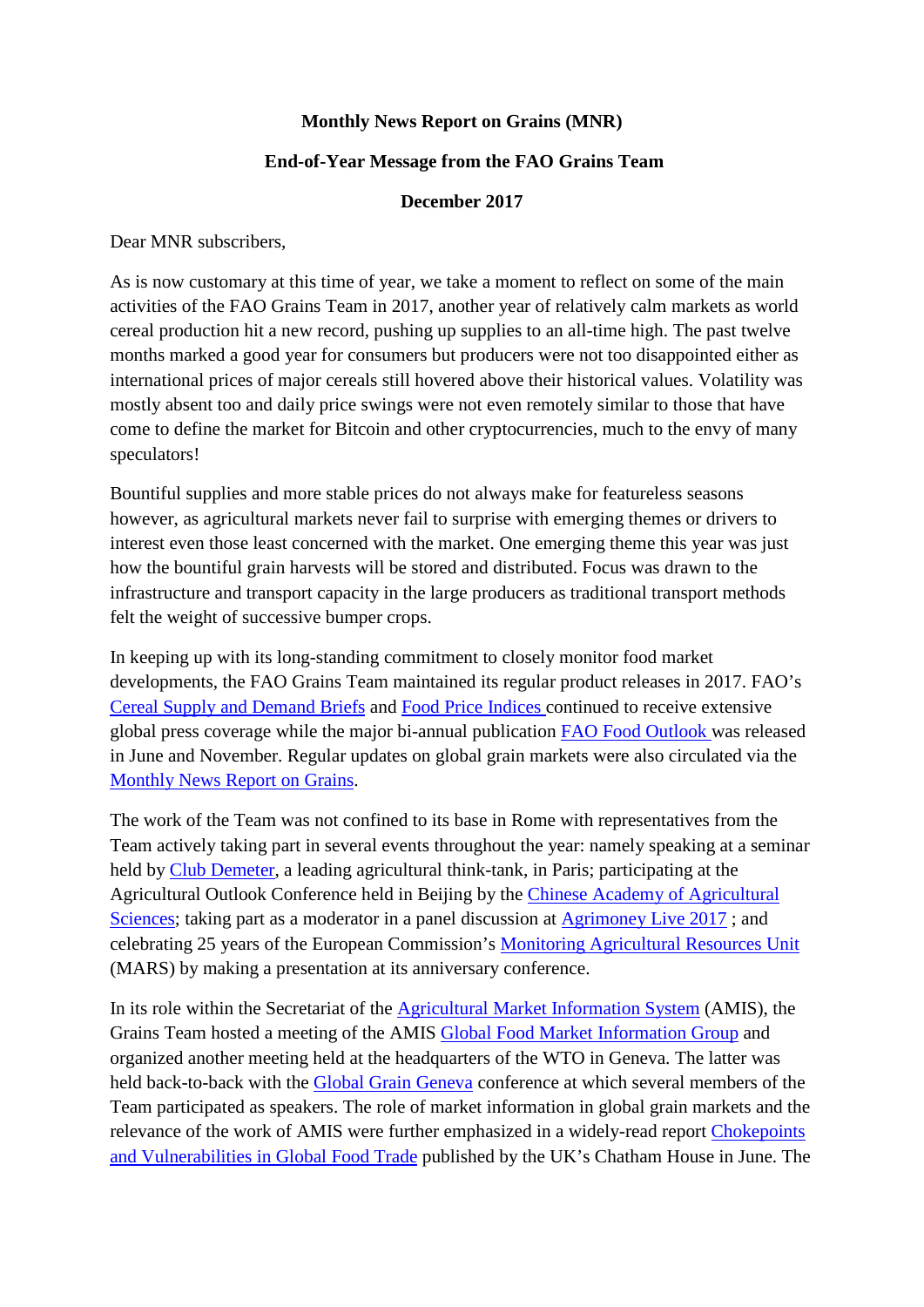**Monthly News Report on Grains (MNR)**

**End-of-Year Message from the FAO Grains Team**

**December 2017**

Dear MNR subscribers,

As is now customary at this time of year, we take a moment to reflect on some of the main activities of the FAO Grains Team in 2017, another year of relatively calm markets as world cereal production hit a new record, pushing up supplies to an all-time high. The past twelve months marked a good year for consumers but producers were not too disappointed either as international prices of major cereals still hovered above their historical values. Volatility was mostly absent too and daily price swings were not even remotely similar to those that have come to define the market for Bitcoin and other cryptocurrencies, much to the envy of many speculators!

Bountiful supplies and more stable prices do not always make for featureless seasons however, as agricultural markets never fail to surprise with emerging themes or drivers to interest even those least concerned with the market. One emerging theme this year was just how the bountiful grain harvests will be stored and distributed. Focus was drawn to the infrastructure and transport capacity in the large producers as traditional transport methods felt the weight of successive bumper crops.

In keeping up with its long-standing commitment to closely monitor food market developments, the FAO Grains Team maintained its regular product releases in 2017. FAO's Cereal Supply and Demand Briefs and Food Price Indices continued to receive extensive global press coverage while the major bi-annual publication FAO Food Outlook was released in June and November. Regular updates on global grain markets were also circulated via the Monthly News Report on Grains.

The work of the Team was not confined to its base in Rome with representatives from the Team actively taking part in several events throughout the year: namely speaking at a seminar held by Club Demeter, a leading agricultural think-tank, in Paris; participating at the Agricultural Outlook Conference held in Beijing by the Chinese Academy of Agricultural Sciences; taking part as a moderator in a panel discussion at Agrimoney Live 2017 ; and celebrating 25 years of the European Commission's Monitoring Agricultural Resources Unit (MARS) by making a presentation at its anniversary conference.

In its role within the Secretariat of the Agricultural Market Information System (AMIS), the Grains Team hosted a meeting of the AMIS Global Food Market Information Group and organized another meeting held at the headquarters of the WTO in Geneva. The latter was held back-to-back with the Global Grain Geneva conference at which several members of the Team participated as speakers. The role of market information in global grain markets and the relevance of the work of AMIS were further emphasized in a widely-read report Chokepoints and Vulnerabilities in Global Food Trade published by the UK's Chatham House in June. The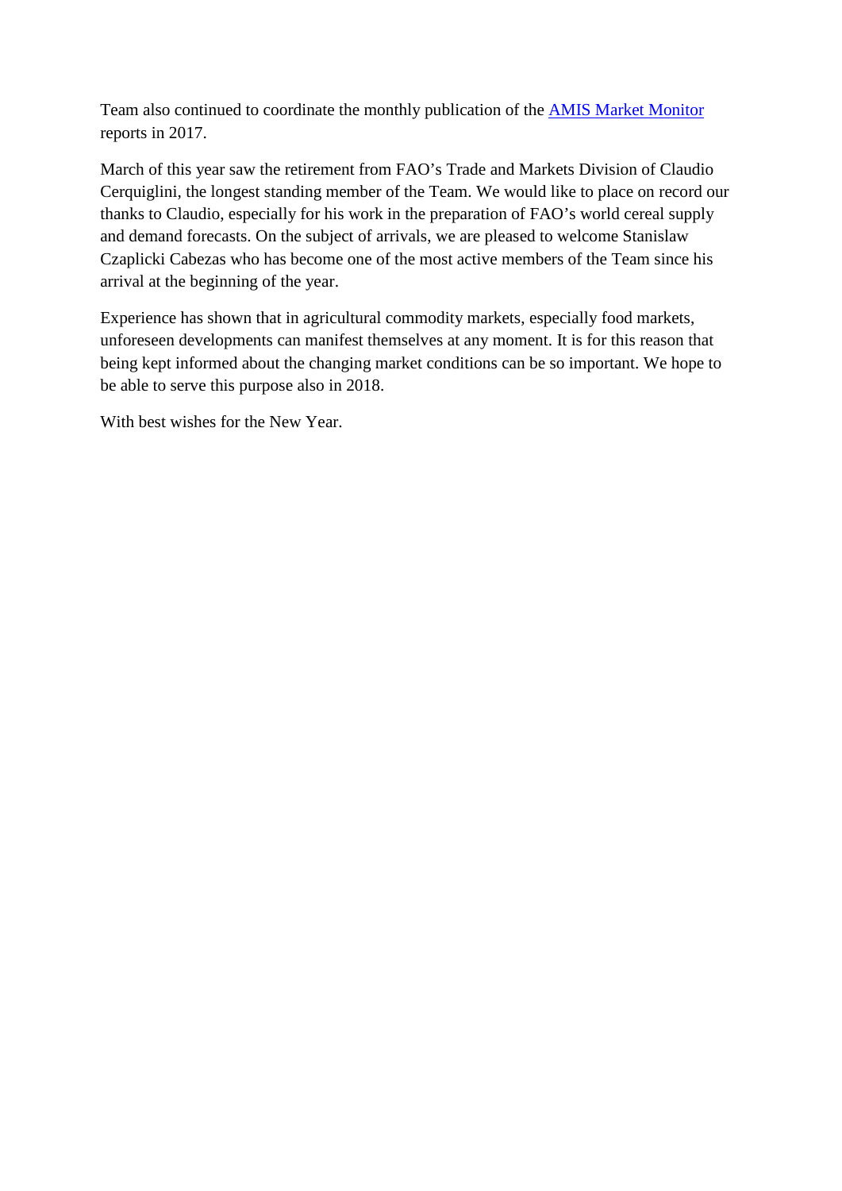Team also continued to coordinate the monthly publication of the AMIS Market Monitor reports in 2017.

March of this year saw the retirement from FAO's Trade and Markets Division of Claudio Cerquiglini, the longest standing member of the Team. We would like to place on record our thanks to Claudio, especially for his work in the preparation of FAO's world cereal supply and demand forecasts. On the subject of arrivals, we are pleased to welcome Stanislaw Czaplicki Cabezas who has become one of the most active members of the Team since his arrival at the beginning of the year.

Experience has shown that in agricultural commodity markets, especially food markets, unforeseen developments can manifest themselves at any moment. It is for this reason that being kept informed about the changing market conditions can be so important. We hope to be able to serve this purpose also in 2018.

With best wishes for the New Year.